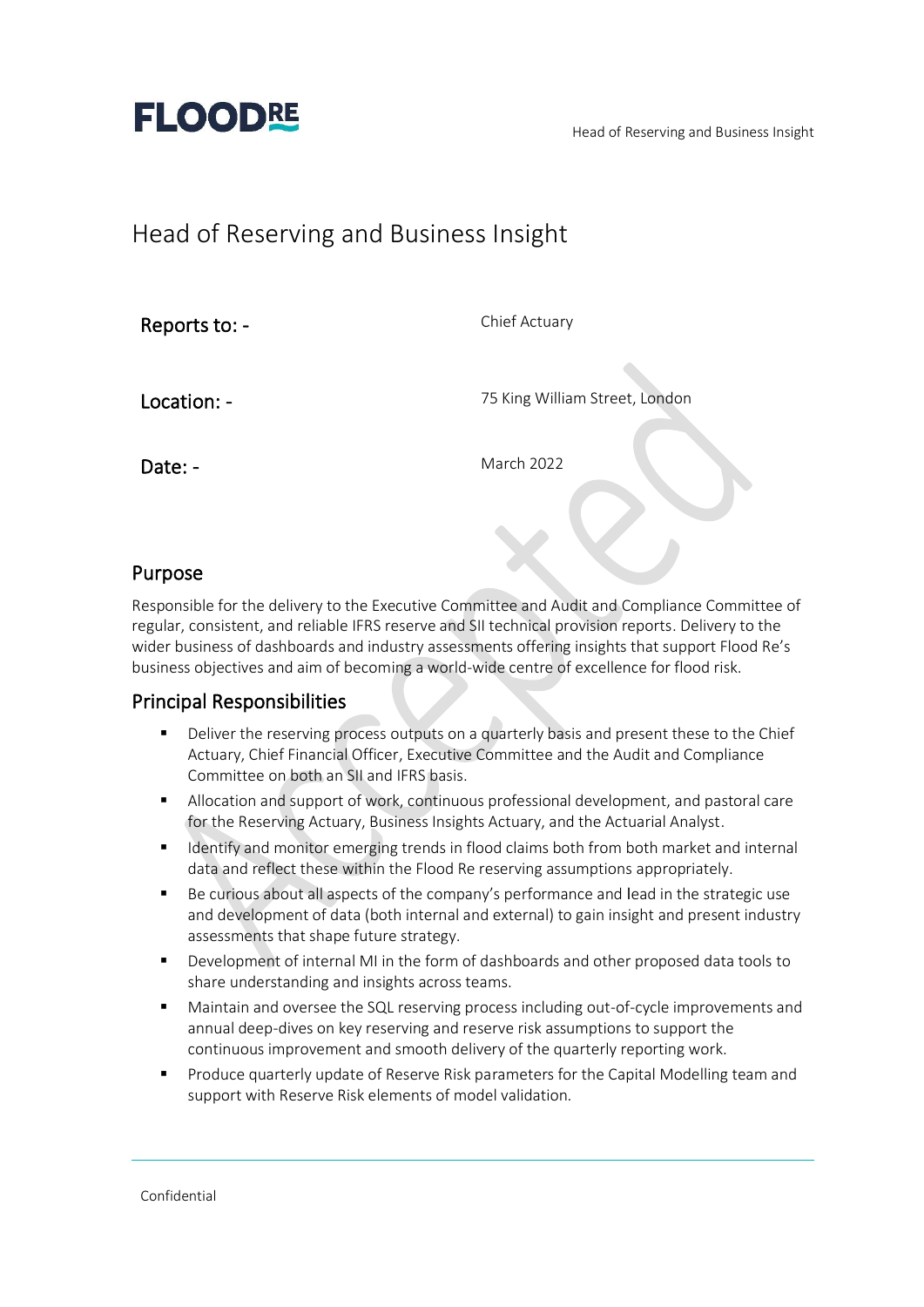# Head of Reserving and Business Insight

| | |
|---|---|
| **Reports to: -** | Chief Actuary |
| **Location: -** | 75 King William Street, London |
| **Date: -** | March 2022 |

## Purpose

Responsible for the delivery to the Executive Committee and Audit and Compliance Committee of regular, consistent, and reliable IFRS reserve and SII technical provision reports. Delivery to the wider business of dashboards and industry assessments offering insights that support Flood Re's business objectives and aim of becoming a world-wide centre of excellence for flood risk.

## Principal Responsibilities

- Deliver the reserving process outputs on a quarterly basis and present these to the Chief Actuary, Chief Financial Officer, Executive Committee and the Audit and Compliance Committee on both an SII and IFRS basis.
- Allocation and support of work, continuous professional development, and pastoral care for the Reserving Actuary, Business Insights Actuary, and the Actuarial Analyst.
- Identify and monitor emerging trends in flood claims both from both market and internal data and reflect these within the Flood Re reserving assumptions appropriately.
- Be curious about all aspects of the company's performance and lead in the strategic use and development of data (both internal and external) to gain insight and present industry assessments that shape future strategy.
- Development of internal MI in the form of dashboards and other proposed data tools to share understanding and insights across teams.
- Maintain and oversee the SQL reserving process including out-of-cycle improvements and annual deep-dives on key reserving and reserve risk assumptions to support the continuous improvement and smooth delivery of the quarterly reporting work.
- Produce quarterly update of Reserve Risk parameters for the Capital Modelling team and support with Reserve Risk elements of model validation.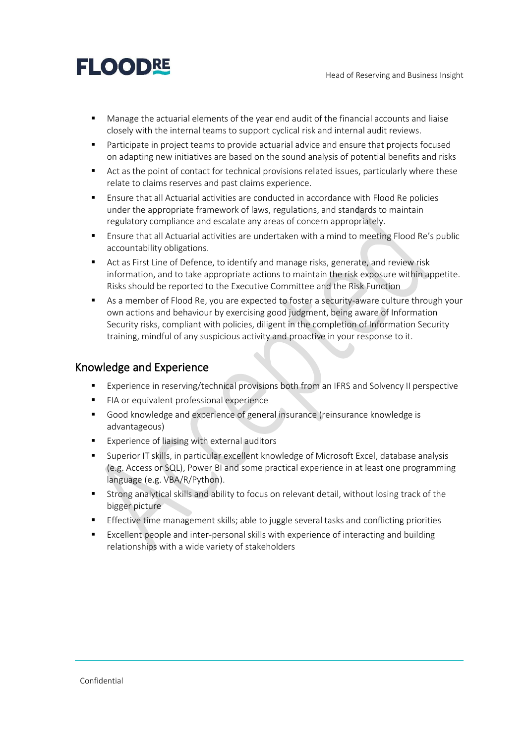- Manage the actuarial elements of the year end audit of the financial accounts and liaise closely with the internal teams to support cyclical risk and internal audit reviews.
- Participate in project teams to provide actuarial advice and ensure that projects focused on adapting new initiatives are based on the sound analysis of potential benefits and risks
- Act as the point of contact for technical provisions related issues, particularly where these relate to claims reserves and past claims experience.
- Ensure that all Actuarial activities are conducted in accordance with Flood Re policies under the appropriate framework of laws, regulations, and standards to maintain regulatory compliance and escalate any areas of concern appropriately.
- Ensure that all Actuarial activities are undertaken with a mind to meeting Flood Re's public accountability obligations.
- Act as First Line of Defence, to identify and manage risks, generate, and review risk information, and to take appropriate actions to maintain the risk exposure within appetite. Risks should be reported to the Executive Committee and the Risk Function
- As a member of Flood Re, you are expected to foster a security-aware culture through your own actions and behaviour by exercising good judgment, being aware of Information Security risks, compliant with policies, diligent in the completion of Information Security training, mindful of any suspicious activity and proactive in your response to it.

## Knowledge and Experience

- Experience in reserving/technical provisions both from an IFRS and Solvency II perspective
- FIA or equivalent professional experience
- Good knowledge and experience of general insurance (reinsurance knowledge is advantageous)
- Experience of liaising with external auditors
- Superior IT skills, in particular excellent knowledge of Microsoft Excel, database analysis (e.g. Access or SQL), Power BI and some practical experience in at least one programming language (e.g. VBA/R/Python).
- Strong analytical skills and ability to focus on relevant detail, without losing track of the bigger picture
- Effective time management skills; able to juggle several tasks and conflicting priorities
- Excellent people and inter-personal skills with experience of interacting and building relationships with a wide variety of stakeholders